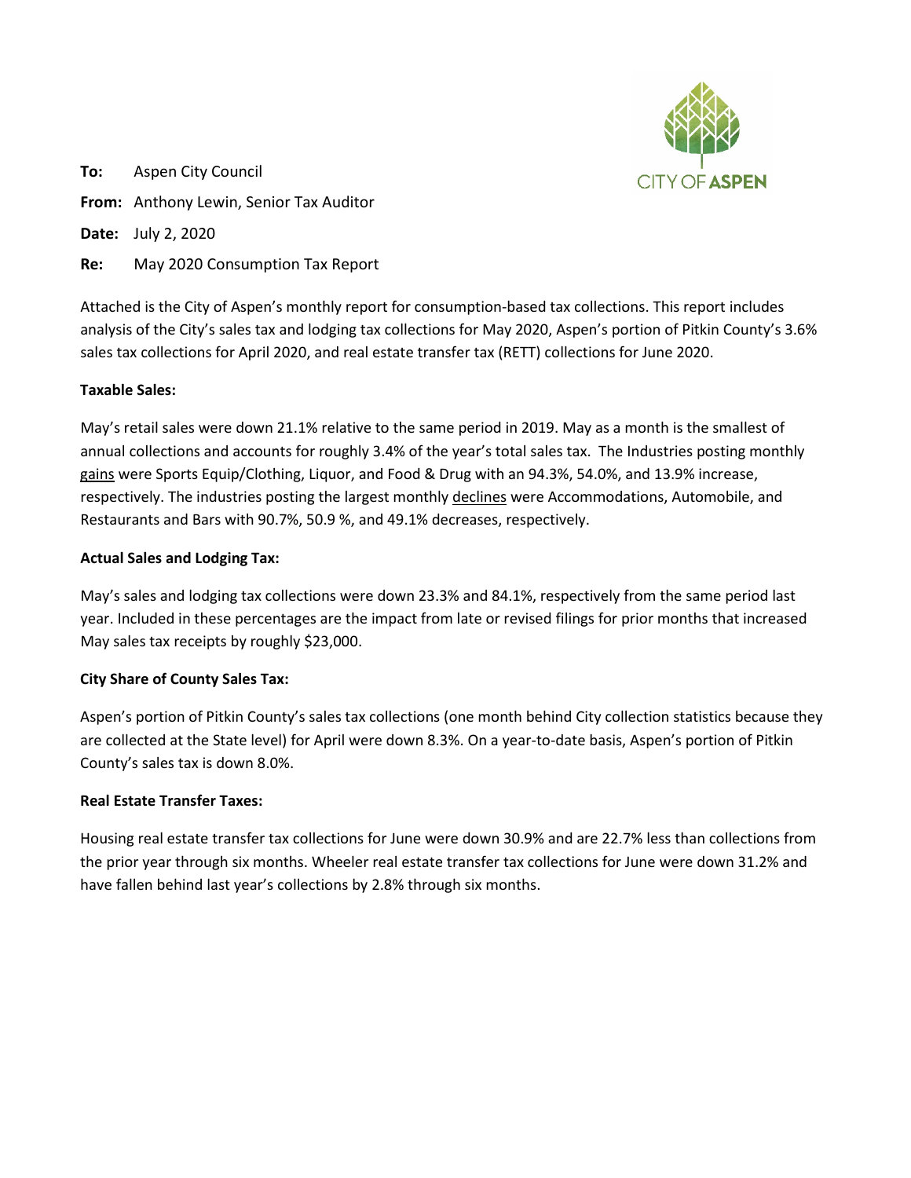**To:** Aspen City Council

**From:** Anthony Lewin, Senior Tax Auditor

**Date:** July 2, 2020

**Re:** May 2020 Consumption Tax Report

Attached is the City of Aspen's monthly report for consumption-based tax collections. This report includes analysis of the City's sales tax and lodging tax collections for May 2020, Aspen's portion of Pitkin County's 3.6% sales tax collections for April 2020, and real estate transfer tax (RETT) collections for June 2020.

**Taxable Sales:**

May's retail sales were down 21.1% relative to the same period in 2019. May as a month is the smallest of annual collections and accounts for roughly 3.4% of the year's total sales tax. The Industries posting monthly gains were Sports Equip/Clothing, Liquor, and Food & Drug with an 94.3%, 54.0%, and 13.9% increase, respectively. The industries posting the largest monthly declines were Accommodations, Automobile, and Restaurants and Bars with 90.7%, 50.9 %, and 49.1% decreases, respectively.

**Actual Sales and Lodging Tax:**

May's sales and lodging tax collections were down 23.3% and 84.1%, respectively from the same period last year. Included in these percentages are the impact from late or revised filings for prior months that increased May sales tax receipts by roughly $23,000.

**City Share of County Sales Tax:**

Aspen's portion of Pitkin County's sales tax collections (one month behind City collection statistics because they are collected at the State level) for April were down 8.3%. On a year-to-date basis, Aspen's portion of Pitkin County's sales tax is down 8.0%.

**Real Estate Transfer Taxes:**

Housing real estate transfer tax collections for June were down 30.9% and are 22.7% less than collections from the prior year through six months. Wheeler real estate transfer tax collections for June were down 31.2% and have fallen behind last year's collections by 2.8% through six months.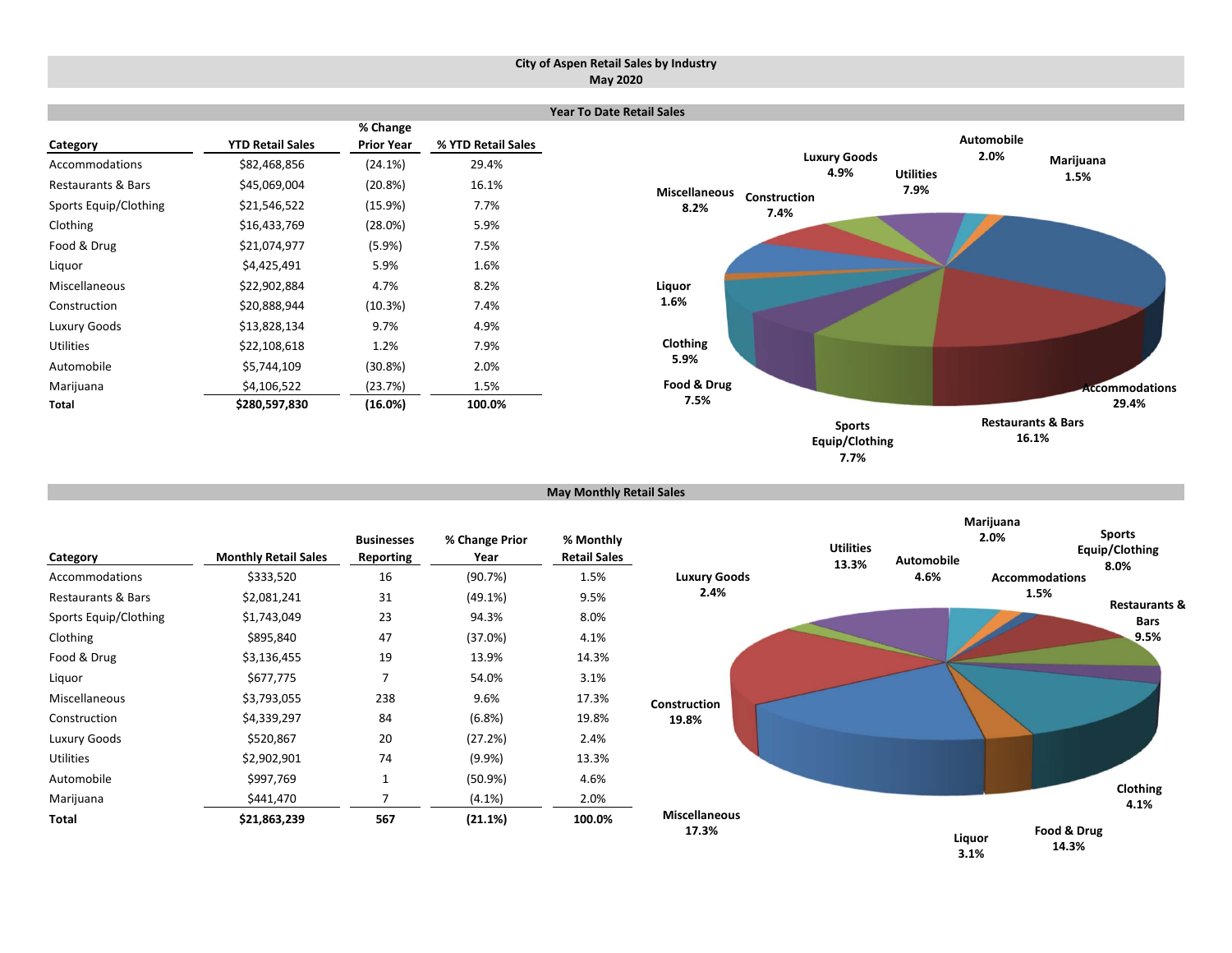# City of Aspen Retail Sales by Industry
## May 2020

### Year To Date Retail Sales

| Category | YTD Retail Sales | % Change Prior Year | % YTD Retail Sales |
|---|---|---|---|
| Accommodations | $82,468,856 | (24.1%) | 29.4% |
| Restaurants & Bars | $45,069,004 | (20.8%) | 16.1% |
| Sports Equip/Clothing | $21,546,522 | (15.9%) | 7.7% |
| Clothing | $16,433,769 | (28.0%) | 5.9% |
| Food & Drug | $21,074,977 | (5.9%) | 7.5% |
| Liquor | $4,425,491 | 5.9% | 1.6% |
| Miscellaneous | $22,902,884 | 4.7% | 8.2% |
| Construction | $20,888,944 | (10.3%) | 7.4% |
| Luxury Goods | $13,828,134 | 9.7% | 4.9% |
| Utilities | $22,108,618 | 1.2% | 7.9% |
| Automobile | $5,744,109 | (30.8%) | 2.0% |
| Marijuana | $4,106,522 | (23.7%) | 1.5% |
| **Total** | **$280,597,830** | **(16.0%)** | **100.0%** |

### May Monthly Retail Sales

| Category | Monthly Retail Sales | Businesses Reporting | % Change Prior Year | % Monthly Retail Sales |
|---|---|---|---|---|
| Accommodations | $333,520 | 16 | (90.7%) | 1.5% |
| Restaurants & Bars | $2,081,241 | 31 | (49.1%) | 9.5% |
| Sports Equip/Clothing | $1,743,049 | 23 | 94.3% | 8.0% |
| Clothing | $895,840 | 47 | (37.0%) | 4.1% |
| Food & Drug | $3,136,455 | 19 | 13.9% | 14.3% |
| Liquor | $677,775 | 7 | 54.0% | 3.1% |
| Miscellaneous | $3,793,055 | 238 | 9.6% | 17.3% |
| Construction | $4,339,297 | 84 | (6.8%) | 19.8% |
| Luxury Goods | $520,867 | 20 | (27.2%) | 2.4% |
| Utilities | $2,902,901 | 74 | (9.9%) | 13.3% |
| Automobile | $997,769 | 1 | (50.9%) | 4.6% |
| Marijuana | $441,470 | 7 | (4.1%) | 2.0% |
| **Total** | **$21,863,239** | **567** | **(21.1%)** | **100.0%** |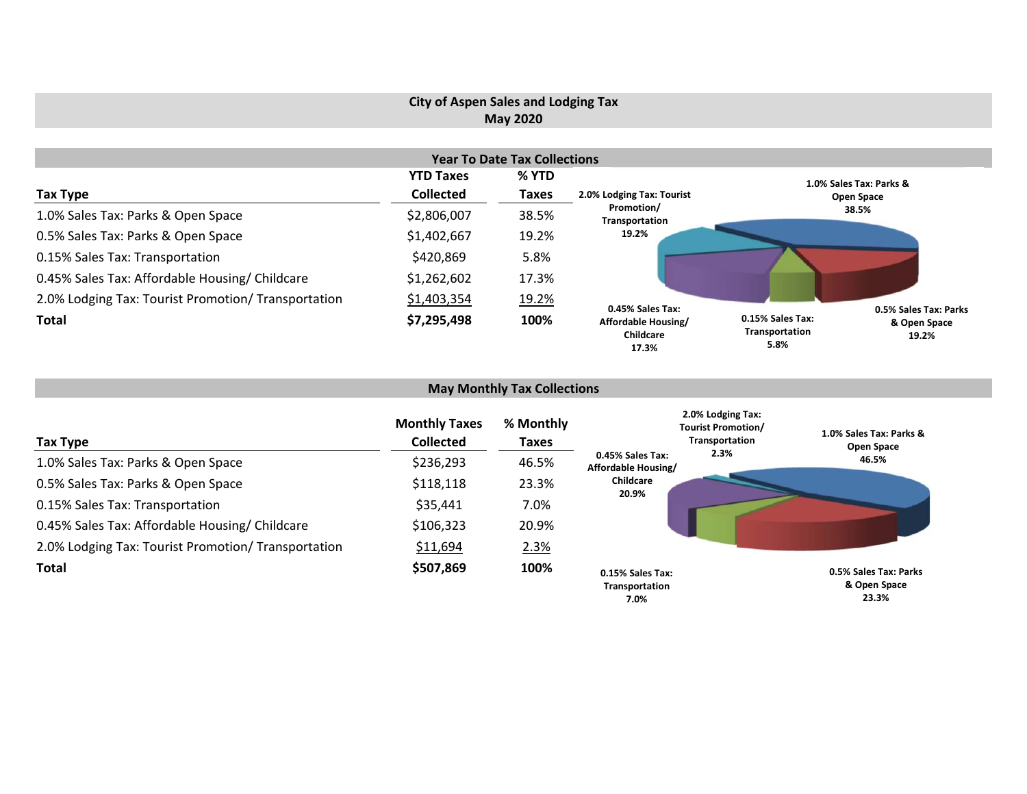# City of Aspen Sales and Lodging Tax
## May 2020

### Year To Date Tax Collections

| Tax Type | YTD Taxes Collected | % YTD Taxes |
|---|---|---|
| 1.0% Sales Tax: Parks & Open Space | $2,806,007 | 38.5% |
| 0.5% Sales Tax: Parks & Open Space | $1,402,667 | 19.2% |
| 0.15% Sales Tax: Transportation | $420,869 | 5.8% |
| 0.45% Sales Tax: Affordable Housing/ Childcare | $1,262,602 | 17.3% |
| 2.0% Lodging Tax: Tourist Promotion/ Transportation | $1,403,354 | 19.2% |
| **Total** | **$7,295,498** | **100%** |

1.0% Sales Tax: Parks & Open Space 38.5%
0.5% Sales Tax: Parks & Open Space 19.2%
0.15% Sales Tax: Transportation 5.8%
0.45% Sales Tax: Affordable Housing/ Childcare 17.3%
2.0% Lodging Tax: Tourist Promotion/ Transportation 19.2%

### May Monthly Tax Collections

| Tax Type | Monthly Taxes Collected | % Monthly Taxes |
|---|---|---|
| 1.0% Sales Tax: Parks & Open Space | $236,293 | 46.5% |
| 0.5% Sales Tax: Parks & Open Space | $118,118 | 23.3% |
| 0.15% Sales Tax: Transportation | $35,441 | 7.0% |
| 0.45% Sales Tax: Affordable Housing/ Childcare | $106,323 | 20.9% |
| 2.0% Lodging Tax: Tourist Promotion/ Transportation | $11,694 | 2.3% |
| **Total** | **$507,869** | **100%** |

2.0% Lodging Tax: Tourist Promotion/ Transportation 2.3%
1.0% Sales Tax: Parks & Open Space 46.5%
0.45% Sales Tax: Affordable Housing/ Childcare 20.9%
0.15% Sales Tax: Transportation 7.0%
0.5% Sales Tax: Parks & Open Space 23.3%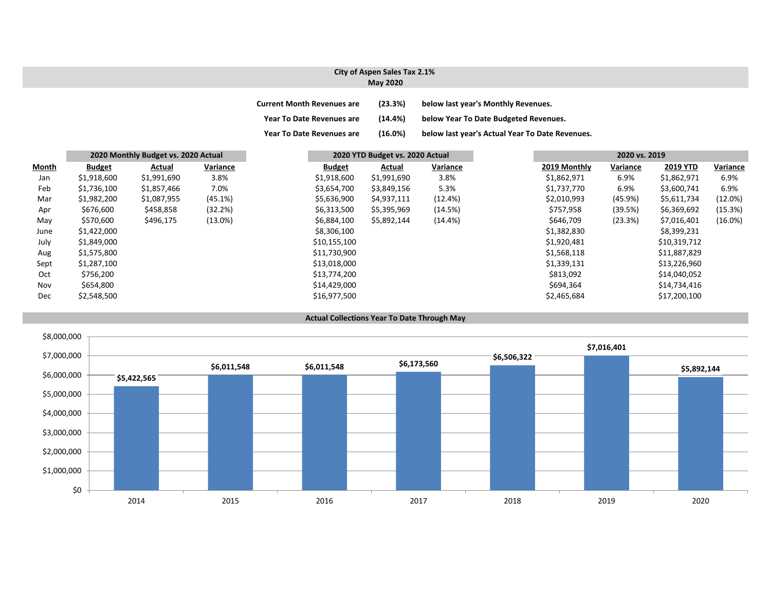# City of Aspen Sales Tax 2.1%
## May 2020

| | | |
|---|---|---|
| **Current Month Revenues are** | **(23.3%)** | **below last year's Monthly Revenues.** |
| **Year To Date Revenues are** | **(14.4%)** | **below Year To Date Budgeted Revenues.** |
| **Year To Date Revenues are** | **(16.0%)** | **below last year's Actual Year To Date Revenues.** |

| | 2020 Monthly Budget vs. 2020 Actual | | | 2020 YTD Budget vs. 2020 Actual | | | 2020 vs. 2019 | | | |
|---|---|---|---|---|---|---|---|---|---|---|
| **Month** | **Budget** | **Actual** | **Variance** | **Budget** | **Actual** | **Variance** | **2019 Monthly** | **Variance** | **2019 YTD** | **Variance** |
| Jan | $1,918,600 | $1,991,690 | 3.8% | $1,918,600 | $1,991,690 | 3.8% | $1,862,971 | 6.9% | $1,862,971 | 6.9% |
| Feb | $1,736,100 | $1,857,466 | 7.0% | $3,654,700 | $3,849,156 | 5.3% | $1,737,770 | 6.9% | $3,600,741 | 6.9% |
| Mar | $1,982,200 | $1,087,955 | (45.1%) | $5,636,900 | $4,937,111 | (12.4%) | $2,010,993 | (45.9%) | $5,611,734 | (12.0%) |
| Apr | $676,600 | $458,858 | (32.2%) | $6,313,500 | $5,395,969 | (14.5%) | $757,958 | (39.5%) | $6,369,692 | (15.3%) |
| May | $570,600 | $496,175 | (13.0%) | $6,884,100 | $5,892,144 | (14.4%) | $646,709 | (23.3%) | $7,016,401 | (16.0%) |
| June | $1,422,000 | | | $8,306,100 | | | $1,382,830 | | $8,399,231 | |
| July | $1,849,000 | | | $10,155,100 | | | $1,920,481 | | $10,319,712 | |
| Aug | $1,575,800 | | | $11,730,900 | | | $1,568,118 | | $11,887,829 | |
| Sept | $1,287,100 | | | $13,018,000 | | | $1,339,131 | | $13,226,960 | |
| Oct | $756,200 | | | $13,774,200 | | | $813,092 | | $14,040,052 | |
| Nov | $654,800 | | | $14,429,000 | | | $694,364 | | $14,734,416 | |
| Dec | $2,548,500 | | | $16,977,500 | | | $2,465,684 | | $17,200,100 | |

## Actual Collections Year To Date Through May

| Year | Collections |
|---|---|
| 2014 | $5,422,565 |
| 2015 | $6,011,548 |
| 2016 | $6,011,548 |
| 2017 | $6,173,560 |
| 2018 | $6,506,322 |
| 2019 | $7,016,401 |
| 2020 | $5,892,144 |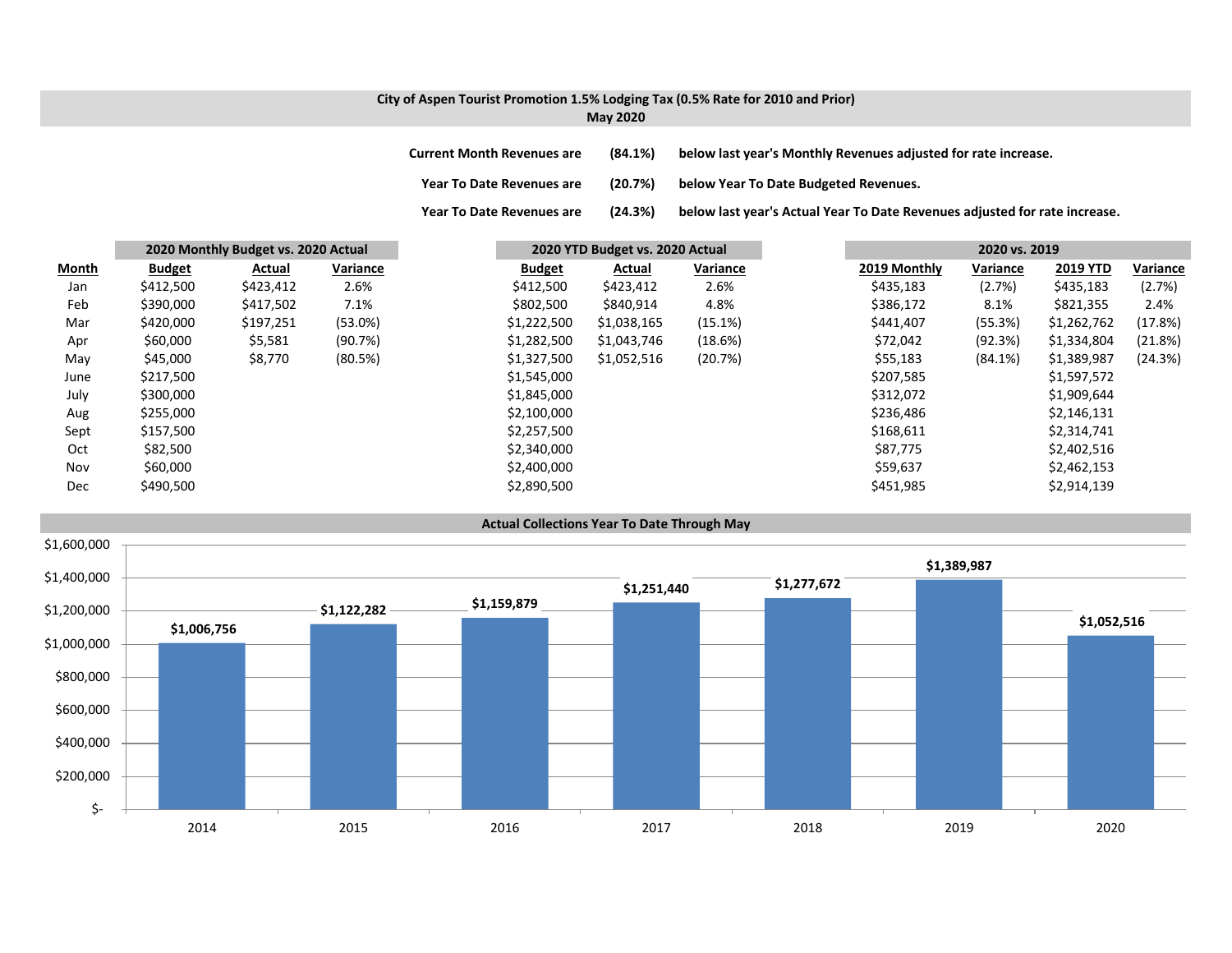## City of Aspen Tourist Promotion 1.5% Lodging Tax (0.5% Rate for 2010 and Prior)
### May 2020

**Current Month Revenues are** **(84.1%)** **below last year's Monthly Revenues adjusted for rate increase.**

**Year To Date Revenues are** **(20.7%)** **below Year To Date Budgeted Revenues.**

**Year To Date Revenues are** **(24.3%)** **below last year's Actual Year To Date Revenues adjusted for rate increase.**

| | 2020 Monthly Budget vs. 2020 Actual | | | 2020 YTD Budget vs. 2020 Actual | | | 2020 vs. 2019 | | | |
|---|---|---|---|---|---|---|---|---|---|---|
| **Month** | **Budget** | **Actual** | **Variance** | **Budget** | **Actual** | **Variance** | **2019 Monthly** | **Variance** | **2019 YTD** | **Variance** |
| Jan | $412,500 | $423,412 | 2.6% | $412,500 | $423,412 | 2.6% | $435,183 | (2.7%) | $435,183 | (2.7%) |
| Feb | $390,000 | $417,502 | 7.1% | $802,500 | $840,914 | 4.8% | $386,172 | 8.1% | $821,355 | 2.4% |
| Mar | $420,000 | $197,251 | (53.0%) | $1,222,500 | $1,038,165 | (15.1%) | $441,407 | (55.3%) | $1,262,762 | (17.8%) |
| Apr | $60,000 | $5,581 | (90.7%) | $1,282,500 | $1,043,746 | (18.6%) | $72,042 | (92.3%) | $1,334,804 | (21.8%) |
| May | $45,000 | $8,770 | (80.5%) | $1,327,500 | $1,052,516 | (20.7%) | $55,183 | (84.1%) | $1,389,987 | (24.3%) |
| June | $217,500 | | | $1,545,000 | | | $207,585 | | $1,597,572 | |
| July | $300,000 | | | $1,845,000 | | | $312,072 | | $1,909,644 | |
| Aug | $255,000 | | | $2,100,000 | | | $236,486 | | $2,146,131 | |
| Sept | $157,500 | | | $2,257,500 | | | $168,611 | | $2,314,741 | |
| Oct | $82,500 | | | $2,340,000 | | | $87,775 | | $2,402,516 | |
| Nov | $60,000 | | | $2,400,000 | | | $59,637 | | $2,462,153 | |
| Dec | $490,500 | | | $2,890,500 | | | $451,985 | | $2,914,139 | |

### Actual Collections Year To Date Through May

| Year | Collections |
|---|---|
| 2014 | $1,006,756 |
| 2015 | $1,122,282 |
| 2016 | $1,159,879 |
| 2017 | $1,251,440 |
| 2018 | $1,277,672 |
| 2019 | $1,389,987 |
| 2020 | $1,052,516 |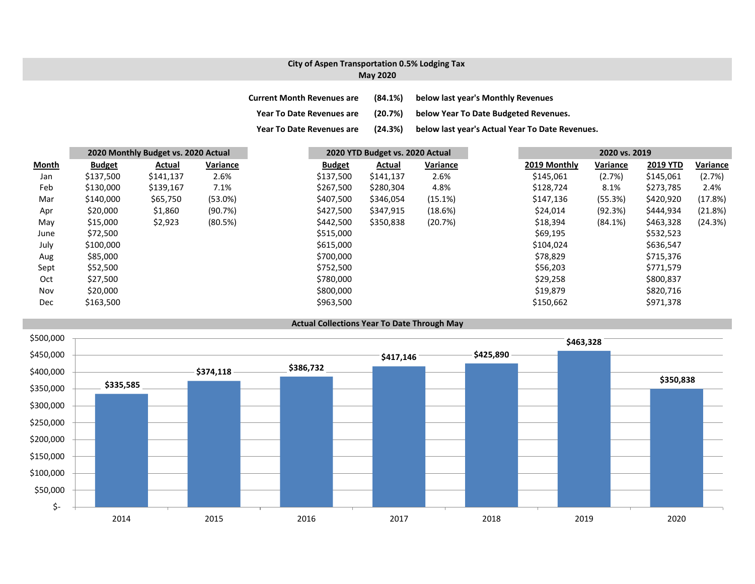## City of Aspen Transportation 0.5% Lodging Tax
### May 2020

**Current Month Revenues are (84.1%) below last year's Monthly Revenues**

**Year To Date Revenues are (20.7%) below Year To Date Budgeted Revenues.**

**Year To Date Revenues are (24.3%) below last year's Actual Year To Date Revenues.**

| | 2020 Monthly Budget vs. 2020 Actual | | | 2020 YTD Budget vs. 2020 Actual | | | 2020 vs. 2019 | | | |
|---|---|---|---|---|---|---|---|---|---|---|
| **Month** | **Budget** | **Actual** | **Variance** | **Budget** | **Actual** | **Variance** | **2019 Monthly** | **Variance** | **2019 YTD** | **Variance** |
| Jan | $137,500 | $141,137 | 2.6% | $137,500 | $141,137 | 2.6% | $145,061 | (2.7%) | $145,061 | (2.7%) |
| Feb | $130,000 | $139,167 | 7.1% | $267,500 | $280,304 | 4.8% | $128,724 | 8.1% | $273,785 | 2.4% |
| Mar | $140,000 | $65,750 | (53.0%) | $407,500 | $346,054 | (15.1%) | $147,136 | (55.3%) | $420,920 | (17.8%) |
| Apr | $20,000 | $1,860 | (90.7%) | $427,500 | $347,915 | (18.6%) | $24,014 | (92.3%) | $444,934 | (21.8%) |
| May | $15,000 | $2,923 | (80.5%) | $442,500 | $350,838 | (20.7%) | $18,394 | (84.1%) | $463,328 | (24.3%) |
| June | $72,500 | | | $515,000 | | | $69,195 | | $532,523 | |
| July | $100,000 | | | $615,000 | | | $104,024 | | $636,547 | |
| Aug | $85,000 | | | $700,000 | | | $78,829 | | $715,376 | |
| Sept | $52,500 | | | $752,500 | | | $56,203 | | $771,579 | |
| Oct | $27,500 | | | $780,000 | | | $29,258 | | $800,837 | |
| Nov | $20,000 | | | $800,000 | | | $19,879 | | $820,716 | |
| Dec | $163,500 | | | $963,500 | | | $150,662 | | $971,378 | |

### Actual Collections Year To Date Through May

| Year | Amount |
|---|---|
| 2014 | $335,585 |
| 2015 | $374,118 |
| 2016 | $386,732 |
| 2017 | $417,146 |
| 2018 | $425,890 |
| 2019 | $463,328 |
| 2020 | $350,838 |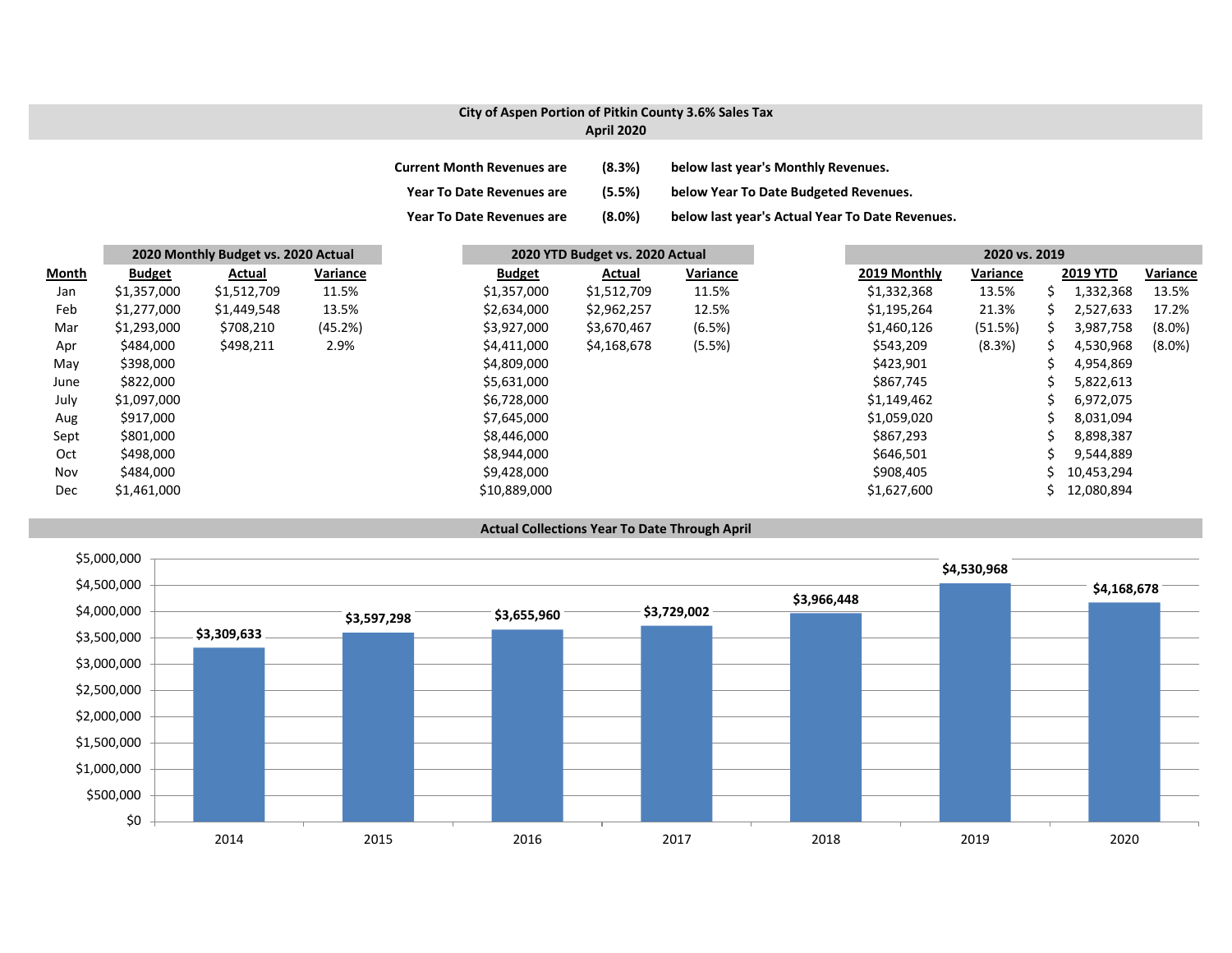## City of Aspen Portion of Pitkin County 3.6% Sales Tax
## April 2020

| | | |
|---|---|---|
| Current Month Revenues are | (8.3%) | below last year's Monthly Revenues. |
| Year To Date Revenues are | (5.5%) | below Year To Date Budgeted Revenues. |
| Year To Date Revenues are | (8.0%) | below last year's Actual Year To Date Revenues. |

| | 2020 Monthly Budget vs. 2020 Actual | | | 2020 YTD Budget vs. 2020 Actual | | | 2020 vs. 2019 | | | |
|---|---|---|---|---|---|---|---|---|---|---|
| Month | Budget | Actual | Variance | Budget | Actual | Variance | 2019 Monthly | Variance | 2019 YTD | Variance |
| Jan | $1,357,000 | $1,512,709 | 11.5% | $1,357,000 | $1,512,709 | 11.5% | $1,332,368 | 13.5% | $ 1,332,368 | 13.5% |
| Feb | $1,277,000 | $1,449,548 | 13.5% | $2,634,000 | $2,962,257 | 12.5% | $1,195,264 | 21.3% | $ 2,527,633 | 17.2% |
| Mar | $1,293,000 | $708,210 | (45.2%) | $3,927,000 | $3,670,467 | (6.5%) | $1,460,126 | (51.5%) | $ 3,987,758 | (8.0%) |
| Apr | $484,000 | $498,211 | 2.9% | $4,411,000 | $4,168,678 | (5.5%) | $543,209 | (8.3%) | $ 4,530,968 | (8.0%) |
| May | $398,000 | | | $4,809,000 | | | $423,901 | | $ 4,954,869 | |
| June | $822,000 | | | $5,631,000 | | | $867,745 | | $ 5,822,613 | |
| July | $1,097,000 | | | $6,728,000 | | | $1,149,462 | | $ 6,972,075 | |
| Aug | $917,000 | | | $7,645,000 | | | $1,059,020 | | $ 8,031,094 | |
| Sept | $801,000 | | | $8,446,000 | | | $867,293 | | $ 8,898,387 | |
| Oct | $498,000 | | | $8,944,000 | | | $646,501 | | $ 9,544,889 | |
| Nov | $484,000 | | | $9,428,000 | | | $908,405 | | $ 10,453,294 | |
| Dec | $1,461,000 | | | $10,889,000 | | | $1,627,600 | | $ 12,080,894 | |

### Actual Collections Year To Date Through April

| Year | Collections |
|---|---|
| 2014 | $3,309,633 |
| 2015 | $3,597,298 |
| 2016 | $3,655,960 |
| 2017 | $3,729,002 |
| 2018 | $3,966,448 |
| 2019 | $4,530,968 |
| 2020 | $4,168,678 |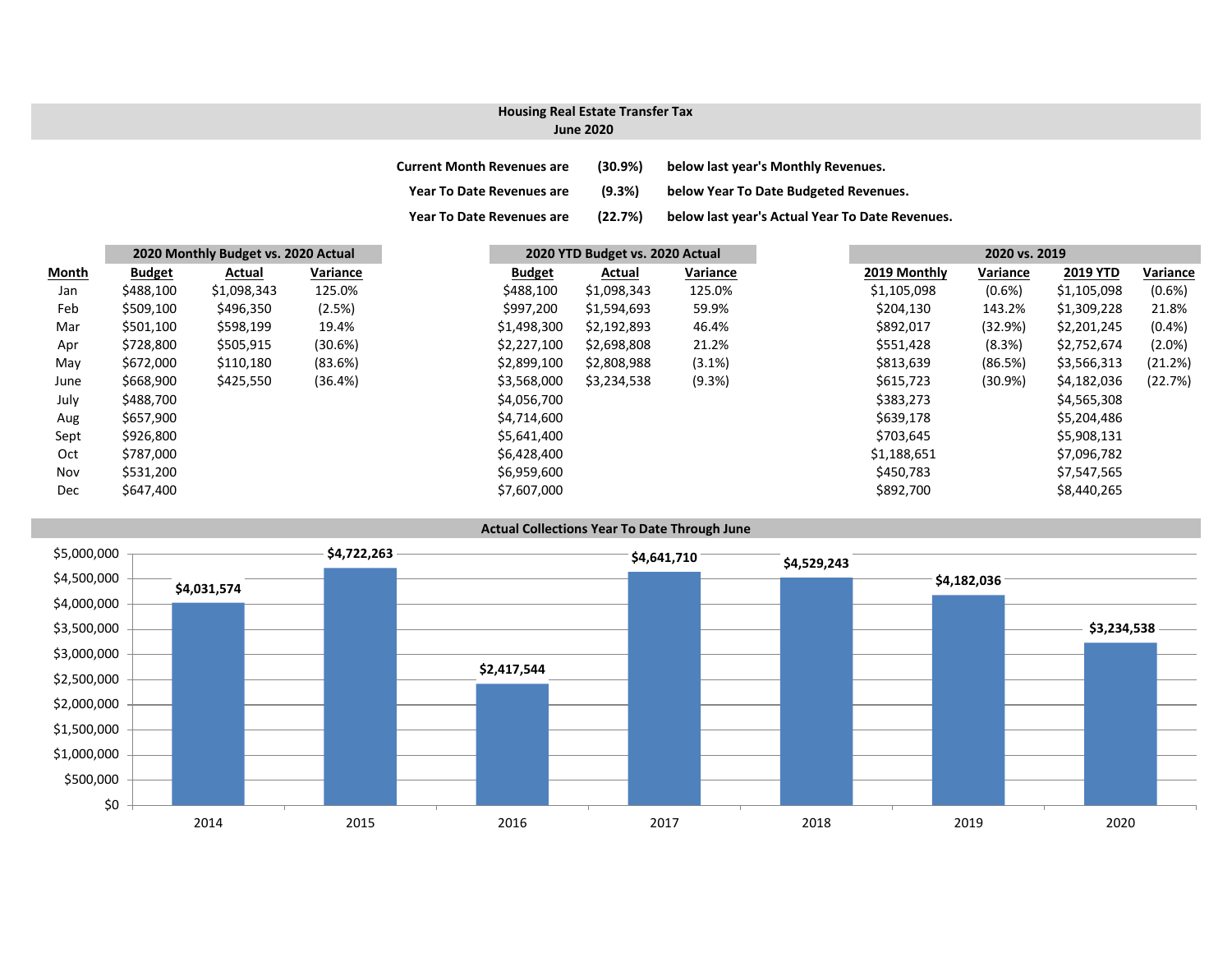## Housing Real Estate Transfer Tax
### June 2020

| | | |
|---|---|---|
| **Current Month Revenues are** | **(30.9%)** | **below last year's Monthly Revenues.** |
| **Year To Date Revenues are** | **(9.3%)** | **below Year To Date Budgeted Revenues.** |
| **Year To Date Revenues are** | **(22.7%)** | **below last year's Actual Year To Date Revenues.** |

| | 2020 Monthly Budget vs. 2020 Actual | | | 2020 YTD Budget vs. 2020 Actual | | | 2020 vs. 2019 | | | |
|---|---|---|---|---|---|---|---|---|---|---|
| **Month** | **Budget** | **Actual** | **Variance** | **Budget** | **Actual** | **Variance** | **2019 Monthly** | **Variance** | **2019 YTD** | **Variance** |
| Jan | $488,100 | $1,098,343 | 125.0% | $488,100 | $1,098,343 | 125.0% | $1,105,098 | (0.6%) | $1,105,098 | (0.6%) |
| Feb | $509,100 | $496,350 | (2.5%) | $997,200 | $1,594,693 | 59.9% | $204,130 | 143.2% | $1,309,228 | 21.8% |
| Mar | $501,100 | $598,199 | 19.4% | $1,498,300 | $2,192,893 | 46.4% | $892,017 | (32.9%) | $2,201,245 | (0.4%) |
| Apr | $728,800 | $505,915 | (30.6%) | $2,227,100 | $2,698,808 | 21.2% | $551,428 | (8.3%) | $2,752,674 | (2.0%) |
| May | $672,000 | $110,180 | (83.6%) | $2,899,100 | $2,808,988 | (3.1%) | $813,639 | (86.5%) | $3,566,313 | (21.2%) |
| June | $668,900 | $425,550 | (36.4%) | $3,568,000 | $3,234,538 | (9.3%) | $615,723 | (30.9%) | $4,182,036 | (22.7%) |
| July | $488,700 | | | $4,056,700 | | | $383,273 | | $4,565,308 | |
| Aug | $657,900 | | | $4,714,600 | | | $639,178 | | $5,204,486 | |
| Sept | $926,800 | | | $5,641,400 | | | $703,645 | | $5,908,131 | |
| Oct | $787,000 | | | $6,428,400 | | | $1,188,651 | | $7,096,782 | |
| Nov | $531,200 | | | $6,959,600 | | | $450,783 | | $7,547,565 | |
| Dec | $647,400 | | | $7,607,000 | | | $892,700 | | $8,440,265 | |

### Actual Collections Year To Date Through June

| Year | Amount |
|---|---|
| 2014 | $4,031,574 |
| 2015 | $4,722,263 |
| 2016 | $2,417,544 |
| 2017 | $4,641,710 |
| 2018 | $4,529,243 |
| 2019 | $4,182,036 |
| 2020 | $3,234,538 |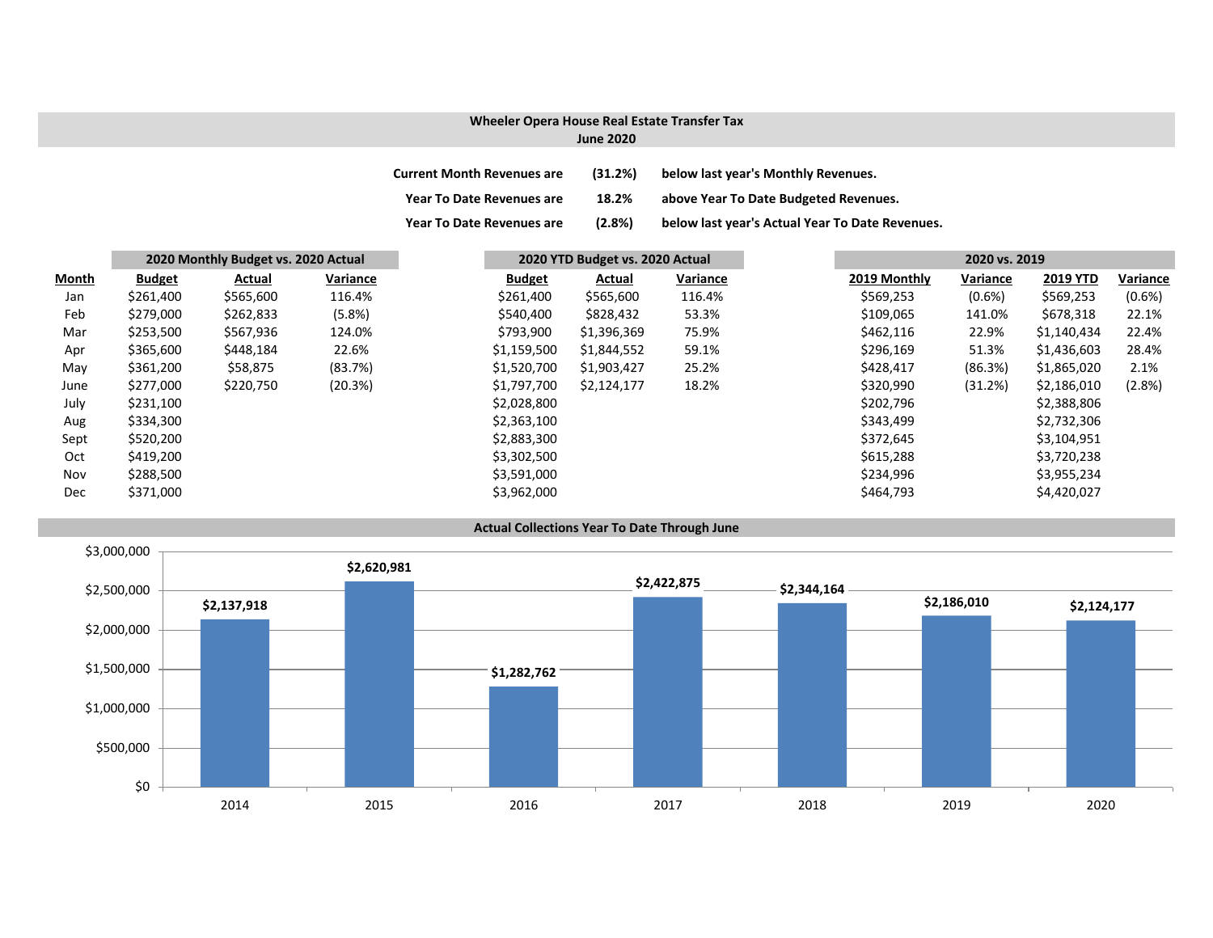# Wheeler Opera House Real Estate Transfer Tax
## June 2020

| | | |
|---|---|---|
| **Current Month Revenues are** | **(31.2%)** | **below last year's Monthly Revenues.** |
| **Year To Date Revenues are** | **18.2%** | **above Year To Date Budgeted Revenues.** |
| **Year To Date Revenues are** | **(2.8%)** | **below last year's Actual Year To Date Revenues.** |

| | 2020 Monthly Budget vs. 2020 Actual | | | 2020 YTD Budget vs. 2020 Actual | | | 2020 vs. 2019 | | | |
|---|---|---|---|---|---|---|---|---|---|---|
| **Month** | **Budget** | **Actual** | **Variance** | **Budget** | **Actual** | **Variance** | **2019 Monthly** | **Variance** | **2019 YTD** | **Variance** |
| Jan | $261,400 | $565,600 | 116.4% | $261,400 | $565,600 | 116.4% | $569,253 | (0.6%) | $569,253 | (0.6%) |
| Feb | $279,000 | $262,833 | (5.8%) | $540,400 | $828,432 | 53.3% | $109,065 | 141.0% | $678,318 | 22.1% |
| Mar | $253,500 | $567,936 | 124.0% | $793,900 | $1,396,369 | 75.9% | $462,116 | 22.9% | $1,140,434 | 22.4% |
| Apr | $365,600 | $448,184 | 22.6% | $1,159,500 | $1,844,552 | 59.1% | $296,169 | 51.3% | $1,436,603 | 28.4% |
| May | $361,200 | $58,875 | (83.7%) | $1,520,700 | $1,903,427 | 25.2% | $428,417 | (86.3%) | $1,865,020 | 2.1% |
| June | $277,000 | $220,750 | (20.3%) | $1,797,700 | $2,124,177 | 18.2% | $320,990 | (31.2%) | $2,186,010 | (2.8%) |
| July | $231,100 | | | $2,028,800 | | | $202,796 | | $2,388,806 | |
| Aug | $334,300 | | | $2,363,100 | | | $343,499 | | $2,732,306 | |
| Sept | $520,200 | | | $2,883,300 | | | $372,645 | | $3,104,951 | |
| Oct | $419,200 | | | $3,302,500 | | | $615,288 | | $3,720,238 | |
| Nov | $288,500 | | | $3,591,000 | | | $234,996 | | $3,955,234 | |
| Dec | $371,000 | | | $3,962,000 | | | $464,793 | | $4,420,027 | |

**Actual Collections Year To Date Through June**

$3,000,000
$2,500,000
$2,000,000
$1,500,000
$1,000,000
$500,000
$0

2014: $2,137,918
2015: $2,620,981
2016: $1,282,762
2017: $2,422,875
2018: $2,344,164
2019: $2,186,010
2020: $2,124,177